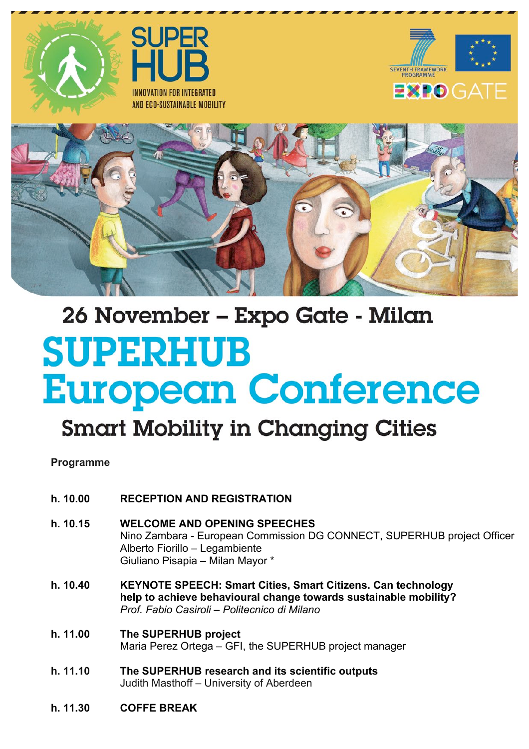SUPER HUB

INNOVATION FOR INTEGRATED AND ECO-SUSTAINABLE MOBILITY

SEVENTH FRAMEWORK PROGRAMME

EXPO GATE

## 26 November – Expo Gate - Milan

# SUPERHUB European Conference

## Smart Mobility in Changing Cities

**Programme**

**h. 10.00** **RECEPTION AND REGISTRATION**

**h. 10.15** **WELCOME AND OPENING SPEECHES**
Nino Zambara - European Commission DG CONNECT, SUPERHUB project Officer
Alberto Fiorillo – Legambiente
Giuliano Pisapia – Milan Mayor *

**h. 10.40** **KEYNOTE SPEECH: Smart Cities, Smart Citizens. Can technology help to achieve behavioural change towards sustainable mobility?**
*Prof. Fabio Casiroli – Politecnico di Milano*

**h. 11.00** **The SUPERHUB project**
Maria Perez Ortega – GFI, the SUPERHUB project manager

**h. 11.10** **The SUPERHUB research and its scientific outputs**
Judith Masthoff – University of Aberdeen

**h. 11.30** **COFFE BREAK**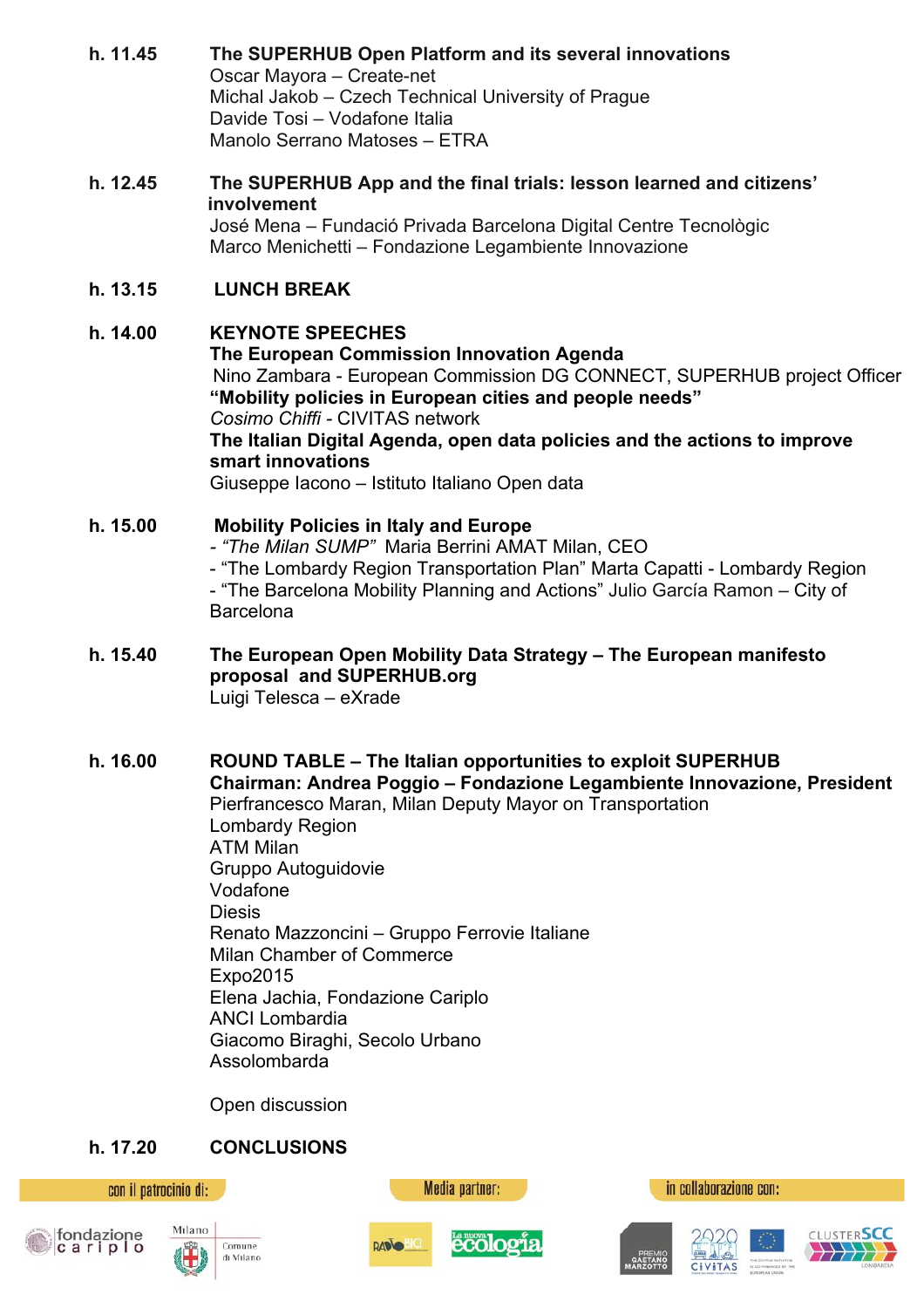**h. 11.45** **The SUPERHUB Open Platform and its several innovations**
Oscar Mayora – Create-net
Michal Jakob – Czech Technical University of Prague
Davide Tosi – Vodafone Italia
Manolo Serrano Matoses – ETRA

**h. 12.45** **The SUPERHUB App and the final trials: lesson learned and citizens' involvement**
José Mena – Fundació Privada Barcelona Digital Centre Tecnològic
Marco Menichetti – Fondazione Legambiente Innovazione

**h. 13.15** **LUNCH BREAK**

**h. 14.00** **KEYNOTE SPEECHES**
**The European Commission Innovation Agenda**
Nino Zambara - European Commission DG CONNECT, SUPERHUB project Officer
**"Mobility policies in European cities and people needs"**
*Cosimo Chiffi* - CIVITAS network
**The Italian Digital Agenda, open data policies and the actions to improve smart innovations**
Giuseppe Iacono – Istituto Italiano Open data

**h. 15.00** **Mobility Policies in Italy and Europe**
- *"The Milan SUMP"* Maria Berrini AMAT Milan, CEO
- "The Lombardy Region Transportation Plan" Marta Capatti - Lombardy Region
- "The Barcelona Mobility Planning and Actions" Julio García Ramon – City of Barcelona

**h. 15.40** **The European Open Mobility Data Strategy – The European manifesto proposal and SUPERHUB.org**
Luigi Telesca – eXrade

**h. 16.00** **ROUND TABLE – The Italian opportunities to exploit SUPERHUB**
**Chairman: Andrea Poggio – Fondazione Legambiente Innovazione, President**
Pierfrancesco Maran, Milan Deputy Mayor on Transportation
Lombardy Region
ATM Milan
Gruppo Autoguidovie
Vodafone
Diesis
Renato Mazzoncini – Gruppo Ferrovie Italiane
Milan Chamber of Commerce
Expo2015
Elena Jachia, Fondazione Cariplo
ANCI Lombardia
Giacomo Biraghi, Secolo Urbano
Assolombarda

Open discussion

**h. 17.20** **CONCLUSIONS**

con il patrocinio di: fondazione cariplo · Milano Comune di Milano

Media partner: Radiobici · La nuova ecologia

in collaborazione con: Premio Gaetano Marzotto · 2020 CIVITAS · Cluster SCC Lombardia